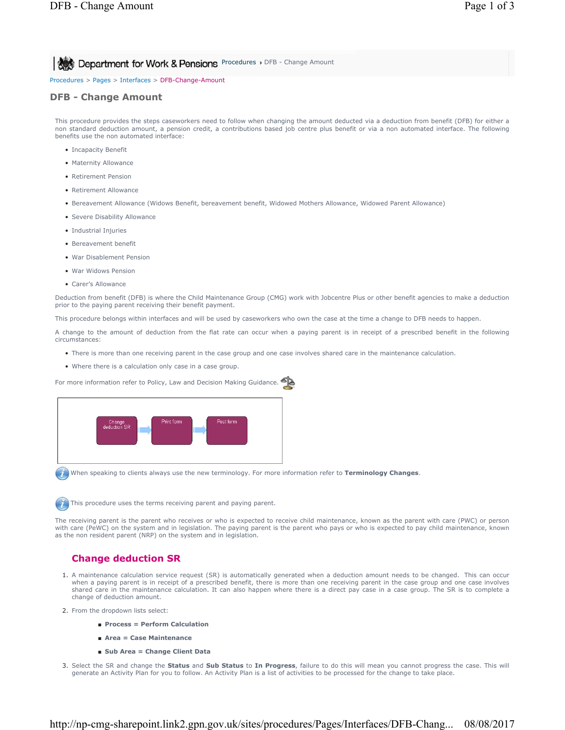Procedures > Pages > Interfaces > DFB-Change-Amount

# DFB - Change Amount

This procedure provides the steps caseworkers need to follow when changing the amount deducted via a deduction from benefit (DFB) for either a non standard deduction amount, a pension credit, a contributions based job centre plus benefit or via a non automated interface. The following benefits use the non automated interface:

- Incapacity Benefit
- Maternity Allowance
- Retirement Pension
- Retirement Allowance
- Bereavement Allowance (Widows Benefit, bereavement benefit, Widowed Mothers Allowance, Widowed Parent Allowance)
- Severe Disability Allowance
- Industrial Injuries
- Bereavement benefit
- War Disablement Pension
- War Widows Pension
- Carer's Allowance

Deduction from benefit (DFB) is where the Child Maintenance Group (CMG) work with Jobcentre Plus or other benefit agencies to make a deduction prior to the paying parent receiving their benefit payment.

This procedure belongs within interfaces and will be used by caseworkers who own the case at the time a change to DFB needs to happen.

A change to the amount of deduction from the flat rate can occur when a paying parent is in receipt of a prescribed benefit in the following circumstances:

- There is more than one receiving parent in the case group and one case involves shared care in the maintenance calculation.
- Where there is a calculation only case in a case group.

For more information refer to Policy, Law and Decision Making Guidance.

Change deduction SR → Print form → Post form

When speaking to clients always use the new terminology. For more information refer to **Terminology Changes**.

This procedure uses the terms receiving parent and paying parent.

The receiving parent is the parent who receives or who is expected to receive child maintenance, known as the parent with care (PWC) or person with care (PeWC) on the system and in legislation. The paying parent is the parent who pays or who is expected to pay child maintenance, known as the non resident parent (NRP) on the system and in legislation.

## Change deduction SR

1. A maintenance calculation service request (SR) is automatically generated when a deduction amount needs to be changed. This can occur when a paying parent is in receipt of a prescribed benefit, there is more than one receiving parent in the case group and one case involves shared care in the maintenance calculation. It can also happen where there is a direct pay case in a case group. The SR is to complete a change of deduction amount.
2. From the dropdown lists select:
   - **Process = Perform Calculation**
   - **Area = Case Maintenance**
   - **Sub Area = Change Client Data**
3. Select the SR and change the **Status** and **Sub Status** to **In Progress**, failure to do this will mean you cannot progress the case. This will generate an Activity Plan for you to follow. An Activity Plan is a list of activities to be processed for the change to take place.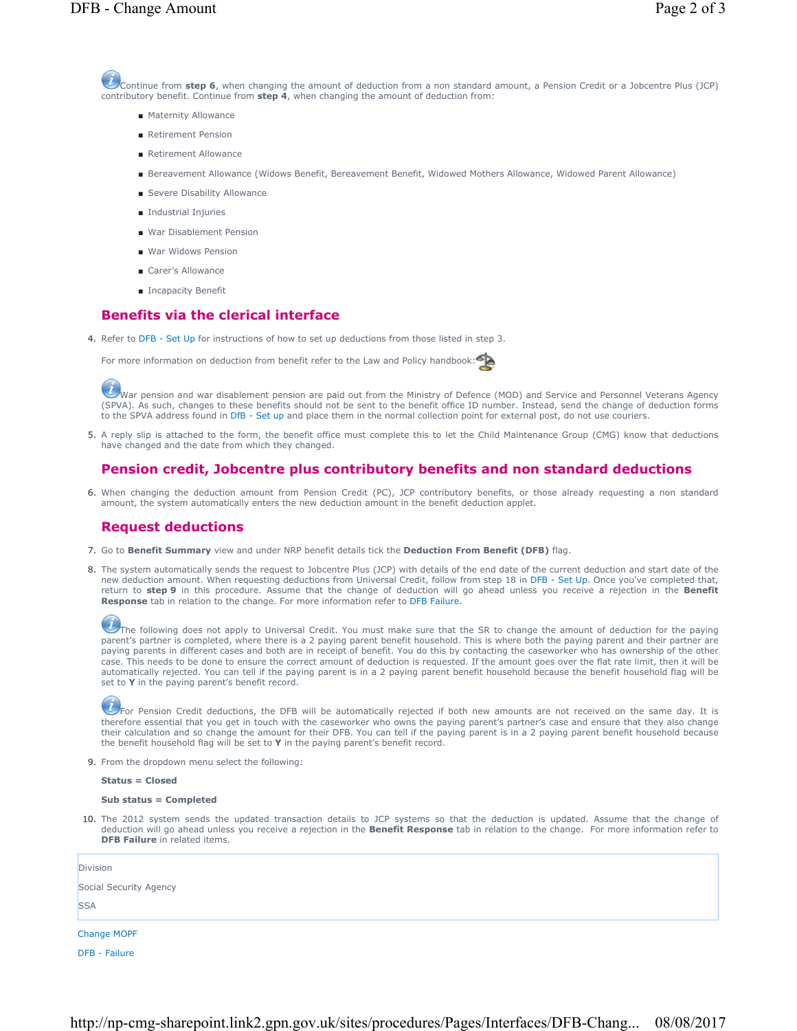Continue from **step 6**, when changing the amount of deduction from a non standard amount, a Pension Credit or a Jobcentre Plus (JCP) contributory benefit. Continue from **step 4**, when changing the amount of deduction from:

- Maternity Allowance
- Retirement Pension
- Retirement Allowance
- Bereavement Allowance (Widows Benefit, Bereavement Benefit, Widowed Mothers Allowance, Widowed Parent Allowance)
- Severe Disability Allowance
- Industrial Injuries
- War Disablement Pension
- War Widows Pension
- Carer's Allowance
- Incapacity Benefit

## Benefits via the clerical interface

4. Refer to DFB - Set Up for instructions of how to set up deductions from those listed in step 3.

   For more information on deduction from benefit refer to the Law and Policy handbook:

   War pension and war disablement pension are paid out from the Ministry of Defence (MOD) and Service and Personnel Veterans Agency (SPVA). As such, changes to these benefits should not be sent to the benefit office ID number. Instead, send the change of deduction forms to the SPVA address found in DfB - Set up and place them in the normal collection point for external post, do not use couriers.

5. A reply slip is attached to the form, the benefit office must complete this to let the Child Maintenance Group (CMG) know that deductions have changed and the date from which they changed.

## Pension credit, Jobcentre plus contributory benefits and non standard deductions

6. When changing the deduction amount from Pension Credit (PC), JCP contributory benefits, or those already requesting a non standard amount, the system automatically enters the new deduction amount in the benefit deduction applet.

## Request deductions

7. Go to **Benefit Summary** view and under NRP benefit details tick the **Deduction From Benefit (DFB)** flag.

8. The system automatically sends the request to Jobcentre Plus (JCP) with details of the end date of the current deduction and start date of the new deduction amount. When requesting deductions from Universal Credit, follow from step 18 in DFB - Set Up. Once you've completed that, return to **step 9** in this procedure. Assume that the change of deduction will go ahead unless you receive a rejection in the **Benefit Response** tab in relation to the change. For more information refer to DFB Failure.

   The following does not apply to Universal Credit. You must make sure that the SR to change the amount of deduction for the paying parent's partner is completed, where there is a 2 paying parent benefit household. This is where both the paying parent and their partner are paying parents in different cases and both are in receipt of benefit. You do this by contacting the caseworker who has ownership of the other case. This needs to be done to ensure the correct amount of deduction is requested. If the amount goes over the flat rate limit, then it will be automatically rejected. You can tell if the paying parent is in a 2 paying parent benefit household because the benefit household flag will be set to **Y** in the paying parent's benefit record.

   For Pension Credit deductions, the DFB will be automatically rejected if both new amounts are not received on the same day. It is therefore essential that you get in touch with the caseworker who owns the paying parent's partner's case and ensure that they also change their calculation and so change the amount for their DFB. You can tell if the paying parent is in a 2 paying parent benefit household because the benefit household flag will be set to **Y** in the paying parent's benefit record.

9. From the dropdown menu select the following:

   **Status = Closed**

   **Sub status = Completed**

10. The 2012 system sends the updated transaction details to JCP systems so that the deduction is updated. Assume that the change of deduction will go ahead unless you receive a rejection in the **Benefit Response** tab in relation to the change. For more information refer to **DFB Failure** in related items.

| Division |
|---|
| Social Security Agency |
| SSA |

Change MOPF

DFB - Failure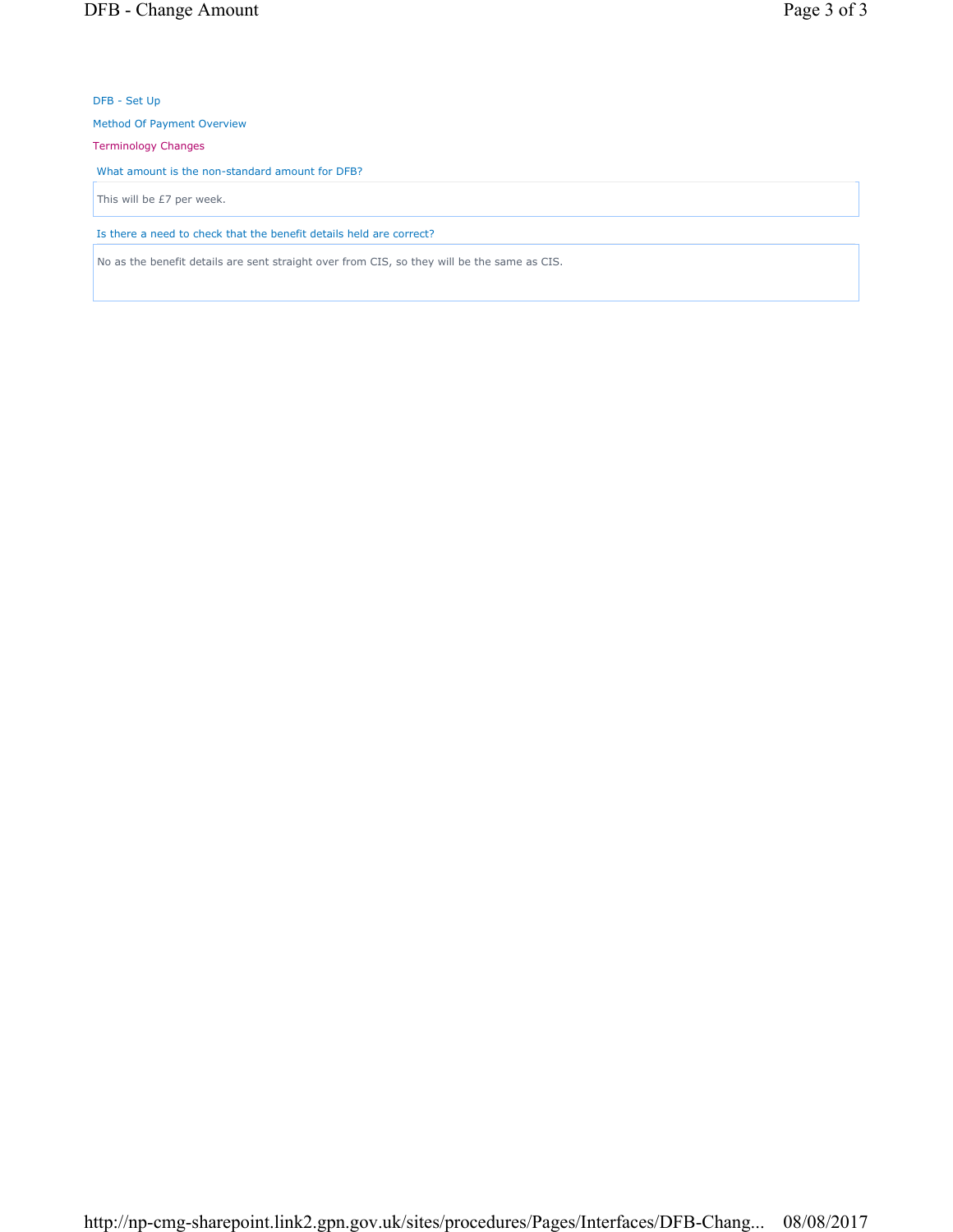DFB - Set Up

Method Of Payment Overview

Terminology Changes

**What amount is the non-standard amount for DFB?**

This will be £7 per week.

**Is there a need to check that the benefit details held are correct?**

No as the benefit details are sent straight over from CIS, so they will be the same as CIS.